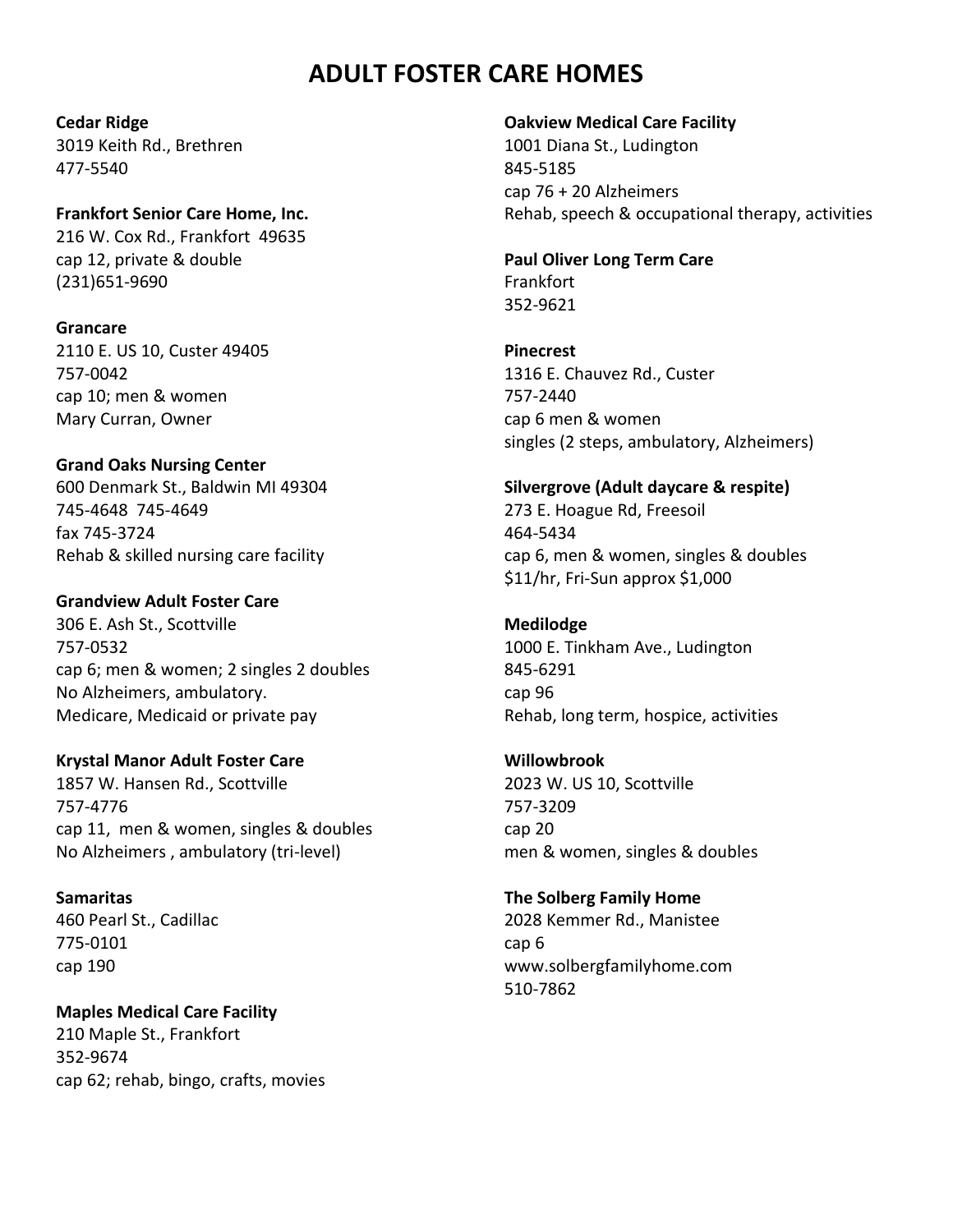# ADULT FOSTER CARE HOMES

**Cedar Ridge**
3019 Keith Rd., Brethren
477-5540

**Frankfort Senior Care Home, Inc.**
216 W. Cox Rd., Frankfort 49635
cap 12, private & double
(231)651-9690

**Grancare**
2110 E. US 10, Custer 49405
757-0042
cap 10; men & women
Mary Curran, Owner

**Grand Oaks Nursing Center**
600 Denmark St., Baldwin MI 49304
745-4648 745-4649
fax 745-3724
Rehab & skilled nursing care facility

**Grandview Adult Foster Care**
306 E. Ash St., Scottville
757-0532
cap 6; men & women; 2 singles 2 doubles
No Alzheimers, ambulatory.
Medicare, Medicaid or private pay

**Krystal Manor Adult Foster Care**
1857 W. Hansen Rd., Scottville
757-4776
cap 11, men & women, singles & doubles
No Alzheimers , ambulatory (tri-level)

**Samaritas**
460 Pearl St., Cadillac
775-0101
cap 190

**Maples Medical Care Facility**
210 Maple St., Frankfort
352-9674
cap 62; rehab, bingo, crafts, movies

**Oakview Medical Care Facility**
1001 Diana St., Ludington
845-5185
cap 76 + 20 Alzheimers
Rehab, speech & occupational therapy, activities

**Paul Oliver Long Term Care**
Frankfort
352-9621

**Pinecrest**
1316 E. Chauvez Rd., Custer
757-2440
cap 6 men & women
singles (2 steps, ambulatory, Alzheimers)

**Silvergrove (Adult daycare & respite)**
273 E. Hoague Rd, Freesoil
464-5434
cap 6, men & women, singles & doubles
$11/hr, Fri-Sun approx $1,000

**Medilodge**
1000 E. Tinkham Ave., Ludington
845-6291
cap 96
Rehab, long term, hospice, activities

**Willowbrook**
2023 W. US 10, Scottville
757-3209
cap 20
men & women, singles & doubles

**The Solberg Family Home**
2028 Kemmer Rd., Manistee
cap 6
www.solbergfamilyhome.com
510-7862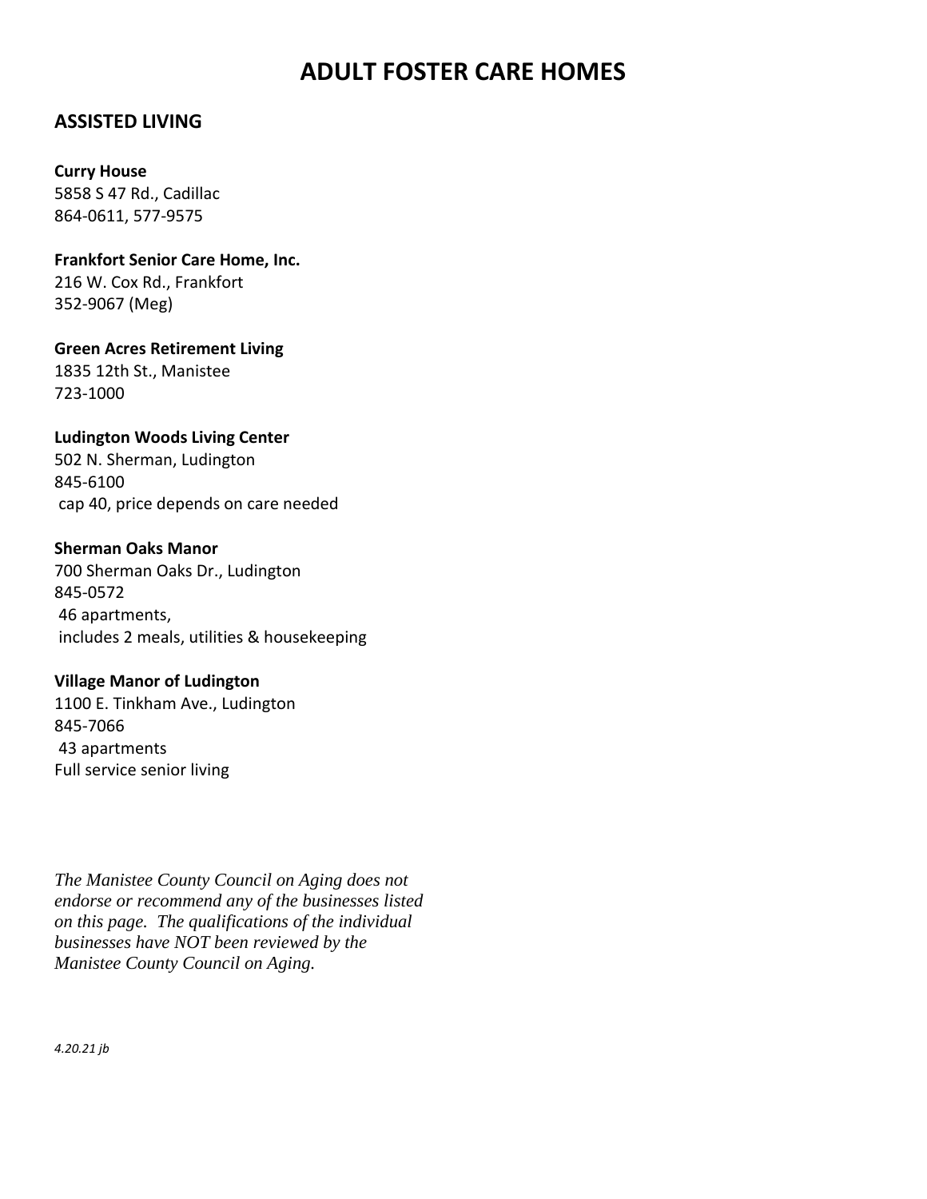# ADULT FOSTER CARE HOMES

## ASSISTED LIVING

**Curry House**
5858 S 47 Rd., Cadillac
864-0611, 577-9575

**Frankfort Senior Care Home, Inc.**
216 W. Cox Rd., Frankfort
352-9067 (Meg)

**Green Acres Retirement Living**
1835 12th St., Manistee
723-1000

**Ludington Woods Living Center**
502 N. Sherman, Ludington
845-6100
cap 40, price depends on care needed

**Sherman Oaks Manor**
700 Sherman Oaks Dr., Ludington
845-0572
46 apartments,
includes 2 meals, utilities & housekeeping

**Village Manor of Ludington**
1100 E. Tinkham Ave., Ludington
845-7066
43 apartments
Full service senior living

*The Manistee County Council on Aging does not endorse or recommend any of the businesses listed on this page. The qualifications of the individual businesses have NOT been reviewed by the Manistee County Council on Aging.*

*4.20.21 jb*